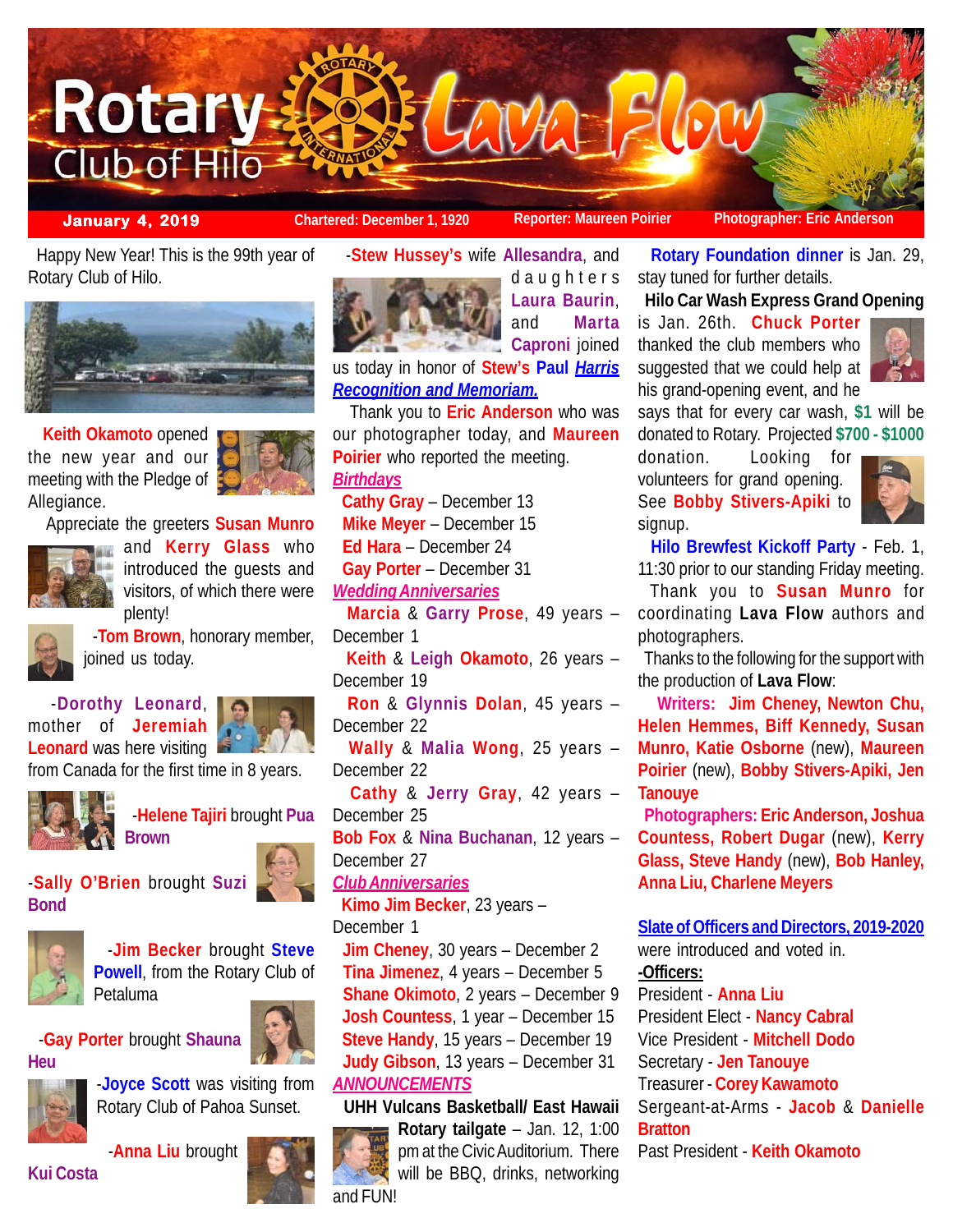# Rotary Club of Hilo — Lava Flow

**January 4, 2019** | Chartered: December 1, 1920 | Reporter: Maureen Poirier | Photographer: Eric Anderson

Happy New Year! This is the 99th year of Rotary Club of Hilo.

**Keith Okamoto** opened the new year and our meeting with the Pledge of Allegiance.

Appreciate the greeters **Susan Munro** and **Kerry Glass** who introduced the guests and visitors, of which there were plenty!

-**Tom Brown**, honorary member, joined us today.

-**Dorothy Leonard**, mother of **Jeremiah Leonard** was here visiting from Canada for the first time in 8 years.

-**Helene Tajiri** brought **Pua Brown**

-**Sally O'Brien** brought **Suzi Bond**

-**Jim Becker** brought **Steve Powell**, from the Rotary Club of Petaluma

-**Gay Porter** brought **Shauna Heu**

-**Joyce Scott** was visiting from Rotary Club of Pahoa Sunset.

-**Anna Liu** brought **Kui Costa**

-**Stew Hussey's** wife **Allesandra**, and daughters **Laura Baurin**, and **Marta Caproni** joined us today in honor of **Stew's Paul** ***Harris Recognition and Memoriam.***

Thank you to **Eric Anderson** who was our photographer today, and **Maureen Poirier** who reported the meeting.

***Birthdays***

**Cathy Gray** – December 13
**Mike Meyer** – December 15
**Ed Hara** – December 24
**Gay Porter** – December 31

***Wedding Anniversaries***

**Marcia** & **Garry Prose**, 49 years – December 1
**Keith** & **Leigh Okamoto**, 26 years – December 19
**Ron** & **Glynnis Dolan**, 45 years – December 22
**Wally** & **Malia Wong**, 25 years – December 22
**Cathy** & **Jerry Gray**, 42 years – December 25
**Bob Fox** & **Nina Buchanan**, 12 years – December 27

***Club Anniversaries***

**Kimo Jim Becker**, 23 years – December 1
**Jim Cheney**, 30 years – December 2
**Tina Jimenez**, 4 years – December 5
**Shane Okimoto**, 2 years – December 9
**Josh Countess**, 1 year – December 15
**Steve Handy**, 15 years – December 19
**Judy Gibson**, 13 years – December 31

***ANNOUNCEMENTS***

**UHH Vulcans Basketball/ East Hawaii Rotary tailgate** – Jan. 12, 1:00 pm at the Civic Auditorium. There will be BBQ, drinks, networking and FUN!

**Rotary Foundation dinner** is Jan. 29, stay tuned for further details.

**Hilo Car Wash Express Grand Opening** is Jan. 26th. **Chuck Porter** thanked the club members who suggested that we could help at his grand-opening event, and he says that for every car wash, **$1** will be donated to Rotary. Projected **$700 - $1000** donation. Looking for volunteers for grand opening. See **Bobby Stivers-Apiki** to signup.

**Hilo Brewfest Kickoff Party** - Feb. 1, 11:30 prior to our standing Friday meeting.

Thank you to **Susan Munro** for coordinating **Lava Flow** authors and photographers.

Thanks to the following for the support with the production of **Lava Flow**:

**Writers: Jim Cheney, Newton Chu, Helen Hemmes, Biff Kennedy, Susan Munro, Katie Osborne** (new), **Maureen Poirier** (new), **Bobby Stivers-Apiki, Jen Tanouye**

**Photographers: Eric Anderson, Joshua Countess, Robert Dugar** (new), **Kerry Glass, Steve Handy** (new), **Bob Hanley, Anna Liu, Charlene Meyers**

**Slate of Officers and Directors, 2019-2020** were introduced and voted in.

**-Officers:**

President - **Anna Liu**
President Elect - **Nancy Cabral**
Vice President - **Mitchell Dodo**
Secretary - **Jen Tanouye**
Treasurer - **Corey Kawamoto**
Sergeant-at-Arms - **Jacob** & **Danielle Bratton**
Past President - **Keith Okamoto**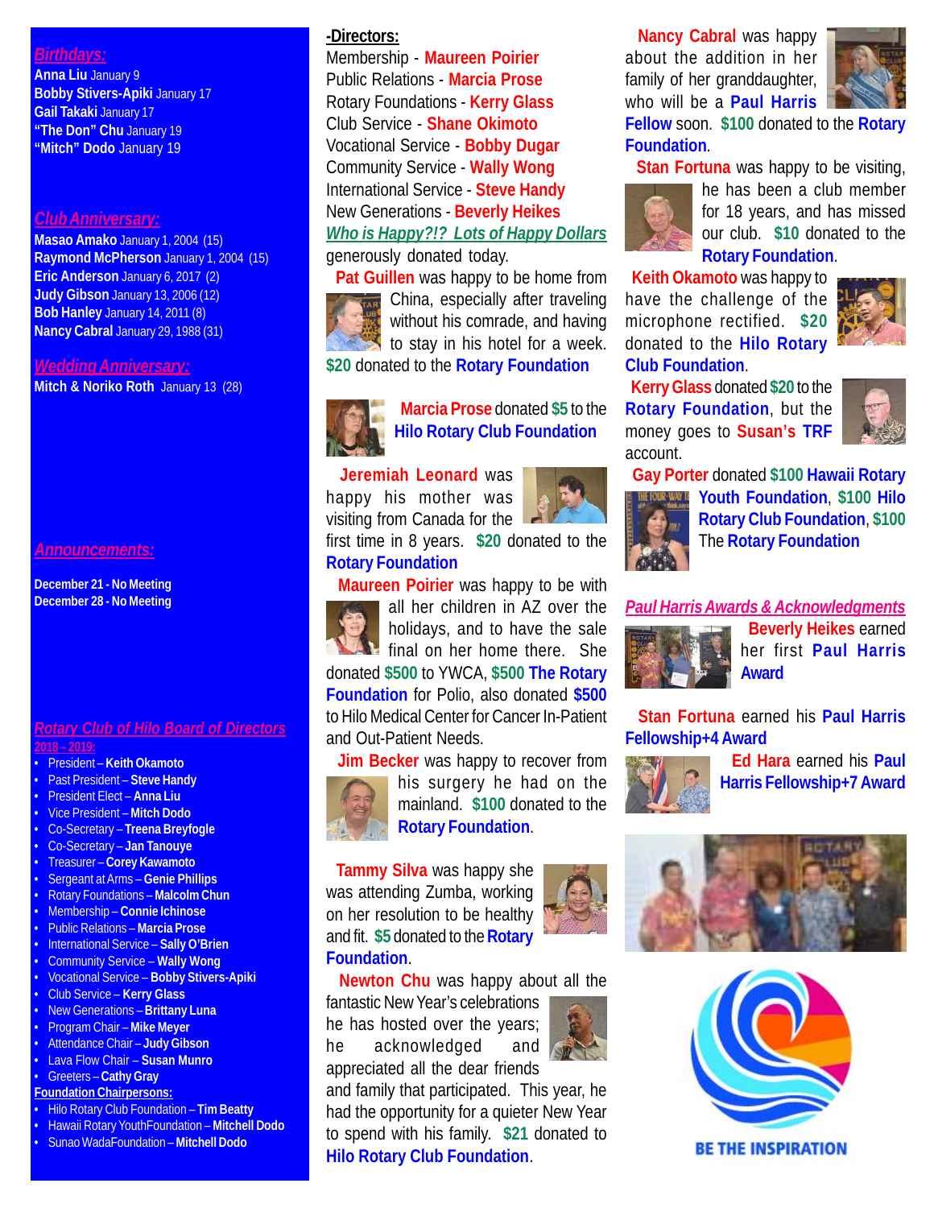## *Birthdays:*

**Anna Liu** January 9
**Bobby Stivers-Apiki** January 17
**Gail Takaki** January 17
**"The Don" Chu** January 19
**"Mitch" Dodo** January 19

## *Club Anniversary:*

**Masao Amako** January 1, 2004 (15)
**Raymond McPherson** January 1, 2004 (15)
**Eric Anderson** January 6, 2017 (2)
**Judy Gibson** January 13, 2006 (12)
**Bob Hanley** January 14, 2011 (8)
**Nancy Cabral** January 29, 1988 (31)

## *Wedding Anniversary:*

**Mitch & Noriko Roth** January 13 (28)

## *Announcements:*

**December 21 - No Meeting**
**December 28 - No Meeting**

## *Rotary Club of Hilo Board of Directors 2018 – 2019:*

- President – **Keith Okamoto**
- Past President – **Steve Handy**
- President Elect – **Anna Liu**
- Vice President – **Mitch Dodo**
- Co-Secretary – **Treena Breyfogle**
- Co-Secretary – **Jan Tanouye**
- Treasurer – **Corey Kawamoto**
- Sergeant at Arms – **Genie Phillips**
- Rotary Foundations – **Malcolm Chun**
- Membership – **Connie Ichinose**
- Public Relations – **Marcia Prose**
- International Service – **Sally O'Brien**
- Community Service – **Wally Wong**
- Vocational Service – **Bobby Stivers-Apiki**
- Club Service – **Kerry Glass**
- New Generations – **Brittany Luna**
- Program Chair – **Mike Meyer**
- Attendance Chair – **Judy Gibson**
- Lava Flow Chair – **Susan Munro**
- Greeters – **Cathy Gray**

**Foundation Chairpersons:**

- Hilo Rotary Club Foundation – **Tim Beatty**
- Hawaii Rotary YouthFoundation – **Mitchell Dodo**
- Sunao WadaFoundation – **Mitchell Dodo**

**-Directors:**

Membership - **Maureen Poirier**
Public Relations - **Marcia Prose**
Rotary Foundations - **Kerry Glass**
Club Service - **Shane Okimoto**
Vocational Service - **Bobby Dugar**
Community Service - **Wally Wong**
International Service - **Steve Handy**
New Generations - **Beverly Heikes**

## *Who is Happy?!? Lots of Happy Dollars*

generously donated today.

**Pat Guillen** was happy to be home from China, especially after traveling without his comrade, and having to stay in his hotel for a week. **$20** donated to the **Rotary Foundation**

**Marcia Prose** donated **$5** to the **Hilo Rotary Club Foundation**

**Jeremiah Leonard** was happy his mother was visiting from Canada for the first time in 8 years. **$20** donated to the **Rotary Foundation**

**Maureen Poirier** was happy to be with all her children in AZ over the holidays, and to have the sale final on her home there. She donated **$500** to YWCA, **$500 The Rotary Foundation** for Polio, also donated **$500** to Hilo Medical Center for Cancer In-Patient and Out-Patient Needs.

**Jim Becker** was happy to recover from his surgery he had on the mainland. **$100** donated to the **Rotary Foundation**.

**Tammy Silva** was happy she was attending Zumba, working on her resolution to be healthy and fit. **$5** donated to the **Rotary Foundation**.

**Newton Chu** was happy about all the fantastic New Year's celebrations he has hosted over the years; he acknowledged and appreciated all the dear friends and family that participated. This year, he had the opportunity for a quieter New Year to spend with his family. **$21** donated to **Hilo Rotary Club Foundation**.

**Nancy Cabral** was happy about the addition in her family of her granddaughter, who will be a **Paul Harris Fellow** soon. **$100** donated to the **Rotary Foundation**.

**Stan Fortuna** was happy to be visiting, he has been a club member for 18 years, and has missed our club. **$10** donated to the **Rotary Foundation**.

**Keith Okamoto** was happy to have the challenge of the microphone rectified. **$20** donated to the **Hilo Rotary Club Foundation**.

**Kerry Glass** donated **$20** to the **Rotary Foundation**, but the money goes to **Susan's TRF** account.

**Gay Porter** donated **$100 Hawaii Rotary Youth Foundation**, **$100 Hilo Rotary Club Foundation**, **$100** The **Rotary Foundation**

## *Paul Harris Awards & Acknowledgments*

**Beverly Heikes** earned her first **Paul Harris Award**

**Stan Fortuna** earned his **Paul Harris Fellowship+4 Award**

**Ed Hara** earned his **Paul Harris Fellowship+7 Award**

BE THE INSPIRATION